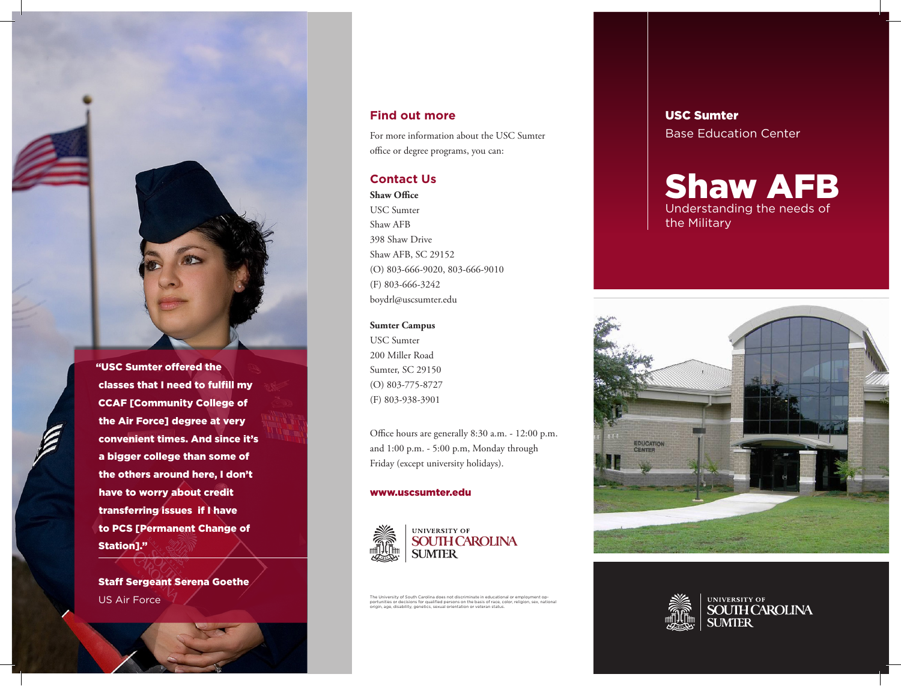> "USC Sumter offered the classes that I need to fulfill my CCAF [Community College of the Air Force] degree at very convenient times. And since it's a bigger college than some of the others around here, I don't have to worry about credit transferring issues if I have to PCS [Permanent Change of Station]."

**Staff Sergeant Serena Goethe**
US Air Force

## Find out more

For more information about the USC Sumter office or degree programs, you can:

## Contact Us

**Shaw Office**
USC Sumter
Shaw AFB
398 Shaw Drive
Shaw AFB, SC 29152
(O) 803-666-9020, 803-666-9010
(F) 803-666-3242
boydrl@uscsumter.edu

**Sumter Campus**
USC Sumter
200 Miller Road
Sumter, SC 29150
(O) 803-775-8727
(F) 803-938-3901

Office hours are generally 8:30 a.m. - 12:00 p.m. and 1:00 p.m. - 5:00 p.m, Monday through Friday (except university holidays).

**www.uscsumter.edu**

UNIVERSITY OF SOUTH CAROLINA SUMTER

The University of South Carolina does not discriminate in educational or employment opportunities or decisions for qualified persons on the basis of race, color, religion, sex, national origin, age, disability, genetics, sexual orientation or veteran status.

**USC Sumter**
Base Education Center

# Shaw AFB

Understanding the needs of the Military

UNIVERSITY OF SOUTH CAROLINA SUMTER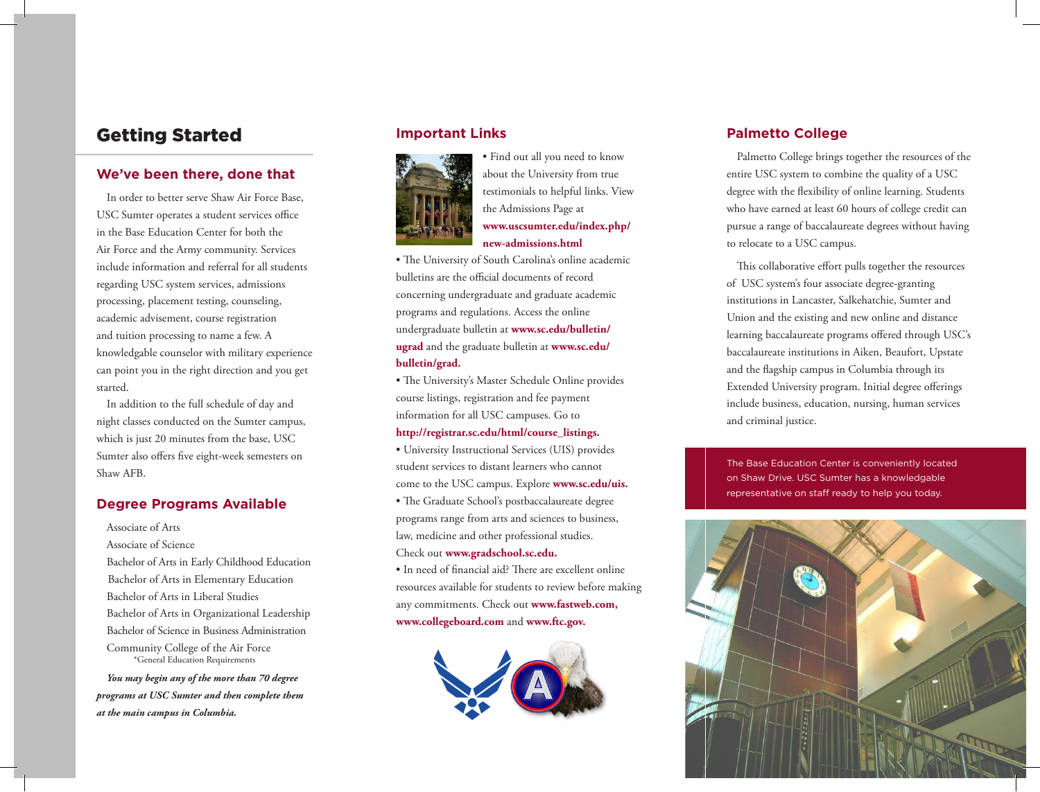# Getting Started

## We've been there, done that

In order to better serve Shaw Air Force Base, USC Sumter operates a student services office in the Base Education Center for both the Air Force and the Army community. Services include information and referral for all students regarding USC system services, admissions processing, placement testing, counseling, academic advisement, course registration and tuition processing to name a few. A knowledgable counselor with military experience can point you in the right direction and you get started.

In addition to the full schedule of day and night classes conducted on the Sumter campus, which is just 20 minutes from the base, USC Sumter also offers five eight-week semesters on Shaw AFB.

## Degree Programs Available

Associate of Arts
Associate of Science
Bachelor of Arts in Early Childhood Education
Bachelor of Arts in Elementary Education
Bachelor of Arts in Liberal Studies
Bachelor of Arts in Organizational Leadership
Bachelor of Science in Business Administration
Community College of the Air Force
*General Education Requirements

***You may begin any of the more than 70 degree programs at USC Sumter and then complete them at the main campus in Columbia.***

## Important Links

• Find out all you need to know about the University from true testimonials to helpful links. View the Admissions Page at **www.uscsumter.edu/index.php/new-admissions.html**

• The University of South Carolina's online academic bulletins are the official documents of record concerning undergraduate and graduate academic programs and regulations. Access the online undergraduate bulletin at **www.sc.edu/bulletin/ugrad** and the graduate bulletin at **www.sc.edu/bulletin/grad.**

• The University's Master Schedule Online provides course listings, registration and fee payment information for all USC campuses. Go to **http://registrar.sc.edu/html/course_listings.**

• University Instructional Services (UIS) provides student services to distant learners who cannot come to the USC campus. Explore **www.sc.edu/uis.**

• The Graduate School's postbaccalaureate degree programs range from arts and sciences to business, law, medicine and other professional studies. Check out **www.gradschool.sc.edu.**

• In need of financial aid? There are excellent online resources available for students to review before making any commitments. Check out **www.fastweb.com, www.collegeboard.com** and **www.ftc.gov.**

## Palmetto College

Palmetto College brings together the resources of the entire USC system to combine the quality of a USC degree with the flexibility of online learning. Students who have earned at least 60 hours of college credit can pursue a range of baccalaureate degrees without having to relocate to a USC campus.

This collaborative effort pulls together the resources of USC system's four associate degree-granting institutions in Lancaster, Salkehatchie, Sumter and Union and the existing and new online and distance learning baccalaureate programs offered through USC's baccalaureate institutions in Aiken, Beaufort, Upstate and the flagship campus in Columbia through its Extended University program. Initial degree offerings include business, education, nursing, human services and criminal justice.

The Base Education Center is conveniently located on Shaw Drive. USC Sumter has a knowledgable representative on staff ready to help you today.